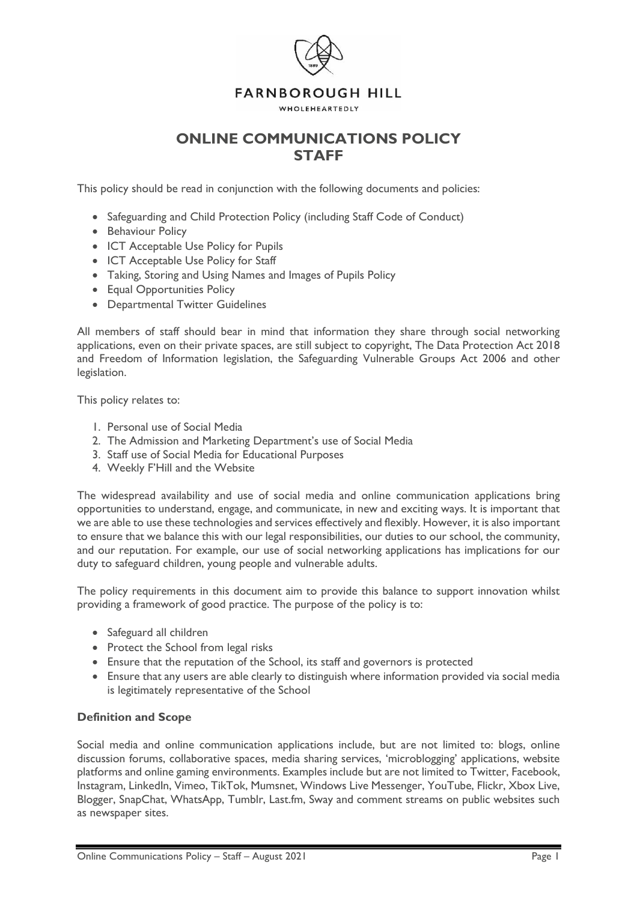FARNBOROUGH HILL

WHOLEHEARTEDLY

# ONLINE COMMUNICATIONS POLICY STAFF

This policy should be read in conjunction with the following documents and policies:

- Safeguarding and Child Protection Policy (including Staff Code of Conduct)
- Behaviour Policy
- ICT Acceptable Use Policy for Pupils
- ICT Acceptable Use Policy for Staff
- Taking, Storing and Using Names and Images of Pupils Policy
- Equal Opportunities Policy
- Departmental Twitter Guidelines

All members of staff should bear in mind that information they share through social networking applications, even on their private spaces, are still subject to copyright, The Data Protection Act 2018 and Freedom of Information legislation, the Safeguarding Vulnerable Groups Act 2006 and other legislation.

This policy relates to:

1. Personal use of Social Media
2. The Admission and Marketing Department's use of Social Media
3. Staff use of Social Media for Educational Purposes
4. Weekly F'Hill and the Website

The widespread availability and use of social media and online communication applications bring opportunities to understand, engage, and communicate, in new and exciting ways. It is important that we are able to use these technologies and services effectively and flexibly. However, it is also important to ensure that we balance this with our legal responsibilities, our duties to our school, the community, and our reputation. For example, our use of social networking applications has implications for our duty to safeguard children, young people and vulnerable adults.

The policy requirements in this document aim to provide this balance to support innovation whilst providing a framework of good practice. The purpose of the policy is to:

- Safeguard all children
- Protect the School from legal risks
- Ensure that the reputation of the School, its staff and governors is protected
- Ensure that any users are able clearly to distinguish where information provided via social media is legitimately representative of the School

**Definition and Scope**

Social media and online communication applications include, but are not limited to: blogs, online discussion forums, collaborative spaces, media sharing services, 'microblogging' applications, website platforms and online gaming environments. Examples include but are not limited to Twitter, Facebook, Instagram, LinkedIn, Vimeo, TikTok, Mumsnet, Windows Live Messenger, YouTube, Flickr, Xbox Live, Blogger, SnapChat, WhatsApp, Tumblr, Last.fm, Sway and comment streams on public websites such as newspaper sites.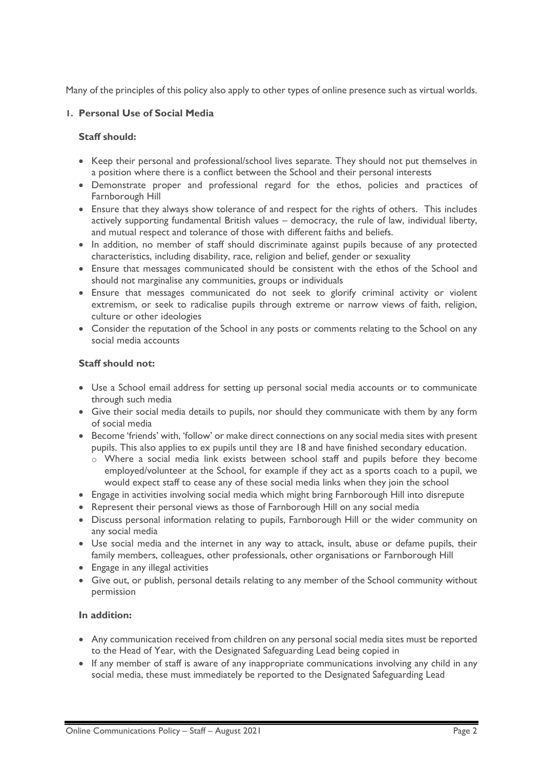Many of the principles of this policy also apply to other types of online presence such as virtual worlds.

## 1. Personal Use of Social Media

**Staff should:**

- Keep their personal and professional/school lives separate. They should not put themselves in a position where there is a conflict between the School and their personal interests
- Demonstrate proper and professional regard for the ethos, policies and practices of Farnborough Hill
- Ensure that they always show tolerance of and respect for the rights of others. This includes actively supporting fundamental British values – democracy, the rule of law, individual liberty, and mutual respect and tolerance of those with different faiths and beliefs.
- In addition, no member of staff should discriminate against pupils because of any protected characteristics, including disability, race, religion and belief, gender or sexuality
- Ensure that messages communicated should be consistent with the ethos of the School and should not marginalise any communities, groups or individuals
- Ensure that messages communicated do not seek to glorify criminal activity or violent extremism, or seek to radicalise pupils through extreme or narrow views of faith, religion, culture or other ideologies
- Consider the reputation of the School in any posts or comments relating to the School on any social media accounts

**Staff should not:**

- Use a School email address for setting up personal social media accounts or to communicate through such media
- Give their social media details to pupils, nor should they communicate with them by any form of social media
- Become 'friends' with, 'follow' or make direct connections on any social media sites with present pupils. This also applies to ex pupils until they are 18 and have finished secondary education.
  - Where a social media link exists between school staff and pupils before they become employed/volunteer at the School, for example if they act as a sports coach to a pupil, we would expect staff to cease any of these social media links when they join the school
- Engage in activities involving social media which might bring Farnborough Hill into disrepute
- Represent their personal views as those of Farnborough Hill on any social media
- Discuss personal information relating to pupils, Farnborough Hill or the wider community on any social media
- Use social media and the internet in any way to attack, insult, abuse or defame pupils, their family members, colleagues, other professionals, other organisations or Farnborough Hill
- Engage in any illegal activities
- Give out, or publish, personal details relating to any member of the School community without permission

**In addition:**

- Any communication received from children on any personal social media sites must be reported to the Head of Year, with the Designated Safeguarding Lead being copied in
- If any member of staff is aware of any inappropriate communications involving any child in any social media, these must immediately be reported to the Designated Safeguarding Lead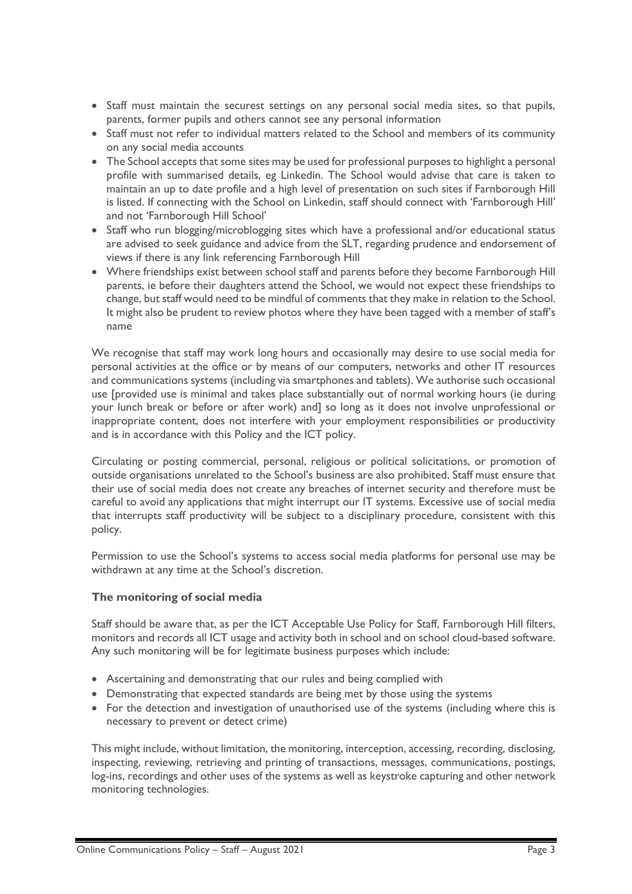- Staff must maintain the securest settings on any personal social media sites, so that pupils, parents, former pupils and others cannot see any personal information
- Staff must not refer to individual matters related to the School and members of its community on any social media accounts
- The School accepts that some sites may be used for professional purposes to highlight a personal profile with summarised details, eg Linkedin. The School would advise that care is taken to maintain an up to date profile and a high level of presentation on such sites if Farnborough Hill is listed. If connecting with the School on Linkedin, staff should connect with 'Farnborough Hill' and not 'Farnborough Hill School'
- Staff who run blogging/microblogging sites which have a professional and/or educational status are advised to seek guidance and advice from the SLT, regarding prudence and endorsement of views if there is any link referencing Farnborough Hill
- Where friendships exist between school staff and parents before they become Farnborough Hill parents, ie before their daughters attend the School, we would not expect these friendships to change, but staff would need to be mindful of comments that they make in relation to the School. It might also be prudent to review photos where they have been tagged with a member of staff's name

We recognise that staff may work long hours and occasionally may desire to use social media for personal activities at the office or by means of our computers, networks and other IT resources and communications systems (including via smartphones and tablets). We authorise such occasional use [provided use is minimal and takes place substantially out of normal working hours (ie during your lunch break or before or after work) and] so long as it does not involve unprofessional or inappropriate content, does not interfere with your employment responsibilities or productivity and is in accordance with this Policy and the ICT policy.

Circulating or posting commercial, personal, religious or political solicitations, or promotion of outside organisations unrelated to the School's business are also prohibited. Staff must ensure that their use of social media does not create any breaches of internet security and therefore must be careful to avoid any applications that might interrupt our IT systems. Excessive use of social media that interrupts staff productivity will be subject to a disciplinary procedure, consistent with this policy.

Permission to use the School's systems to access social media platforms for personal use may be withdrawn at any time at the School's discretion.

### The monitoring of social media

Staff should be aware that, as per the ICT Acceptable Use Policy for Staff, Farnborough Hill filters, monitors and records all ICT usage and activity both in school and on school cloud-based software. Any such monitoring will be for legitimate business purposes which include:

- Ascertaining and demonstrating that our rules and being complied with
- Demonstrating that expected standards are being met by those using the systems
- For the detection and investigation of unauthorised use of the systems (including where this is necessary to prevent or detect crime)

This might include, without limitation, the monitoring, interception, accessing, recording, disclosing, inspecting, reviewing, retrieving and printing of transactions, messages, communications, postings, log-ins, recordings and other uses of the systems as well as keystroke capturing and other network monitoring technologies.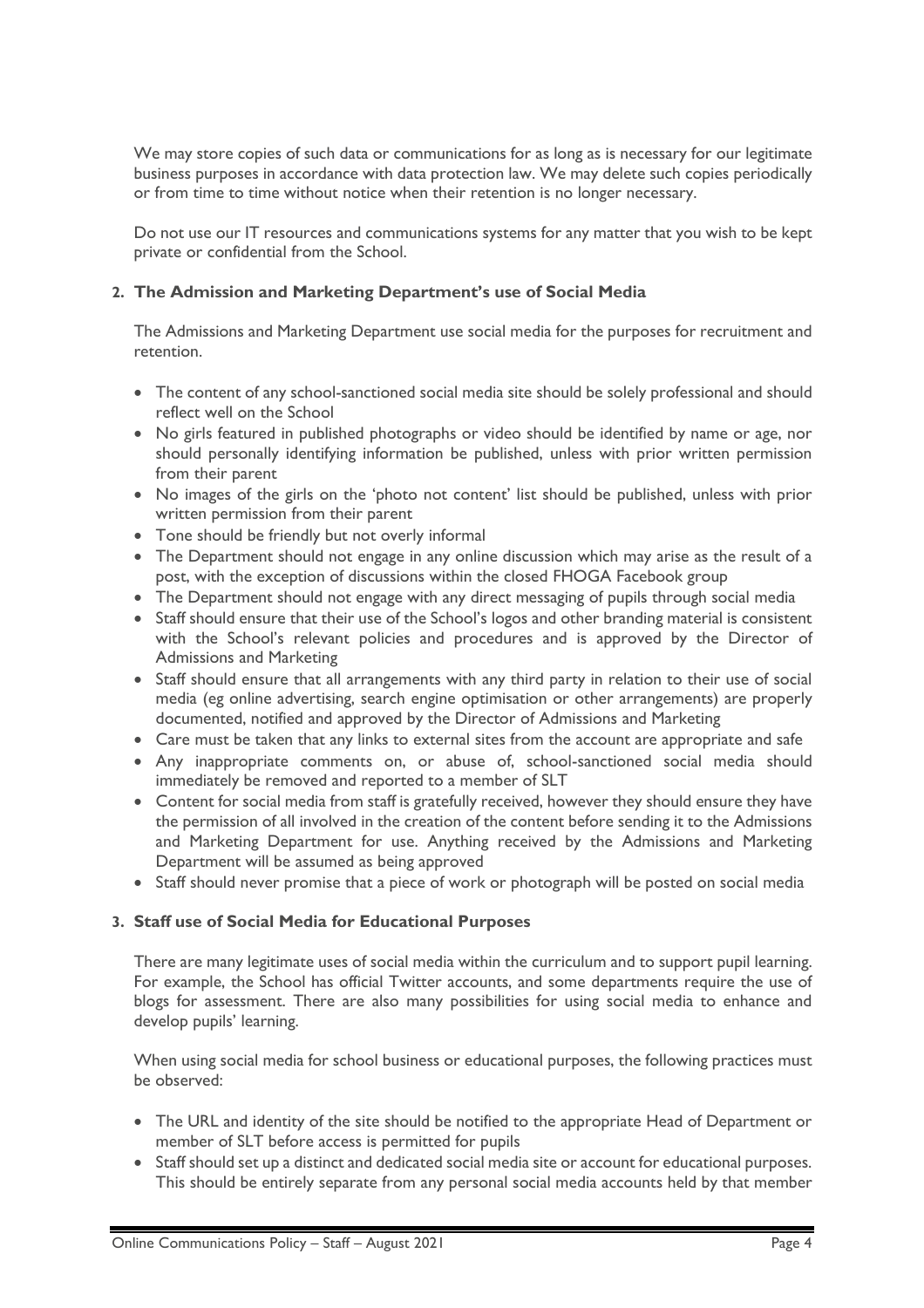We may store copies of such data or communications for as long as is necessary for our legitimate business purposes in accordance with data protection law. We may delete such copies periodically or from time to time without notice when their retention is no longer necessary.

Do not use our IT resources and communications systems for any matter that you wish to be kept private or confidential from the School.

## 2. The Admission and Marketing Department's use of Social Media

The Admissions and Marketing Department use social media for the purposes for recruitment and retention.

- The content of any school-sanctioned social media site should be solely professional and should reflect well on the School
- No girls featured in published photographs or video should be identified by name or age, nor should personally identifying information be published, unless with prior written permission from their parent
- No images of the girls on the 'photo not content' list should be published, unless with prior written permission from their parent
- Tone should be friendly but not overly informal
- The Department should not engage in any online discussion which may arise as the result of a post, with the exception of discussions within the closed FHOGA Facebook group
- The Department should not engage with any direct messaging of pupils through social media
- Staff should ensure that their use of the School's logos and other branding material is consistent with the School's relevant policies and procedures and is approved by the Director of Admissions and Marketing
- Staff should ensure that all arrangements with any third party in relation to their use of social media (eg online advertising, search engine optimisation or other arrangements) are properly documented, notified and approved by the Director of Admissions and Marketing
- Care must be taken that any links to external sites from the account are appropriate and safe
- Any inappropriate comments on, or abuse of, school-sanctioned social media should immediately be removed and reported to a member of SLT
- Content for social media from staff is gratefully received, however they should ensure they have the permission of all involved in the creation of the content before sending it to the Admissions and Marketing Department for use. Anything received by the Admissions and Marketing Department will be assumed as being approved
- Staff should never promise that a piece of work or photograph will be posted on social media

## 3. Staff use of Social Media for Educational Purposes

There are many legitimate uses of social media within the curriculum and to support pupil learning. For example, the School has official Twitter accounts, and some departments require the use of blogs for assessment. There are also many possibilities for using social media to enhance and develop pupils' learning.

When using social media for school business or educational purposes, the following practices must be observed:

- The URL and identity of the site should be notified to the appropriate Head of Department or member of SLT before access is permitted for pupils
- Staff should set up a distinct and dedicated social media site or account for educational purposes. This should be entirely separate from any personal social media accounts held by that member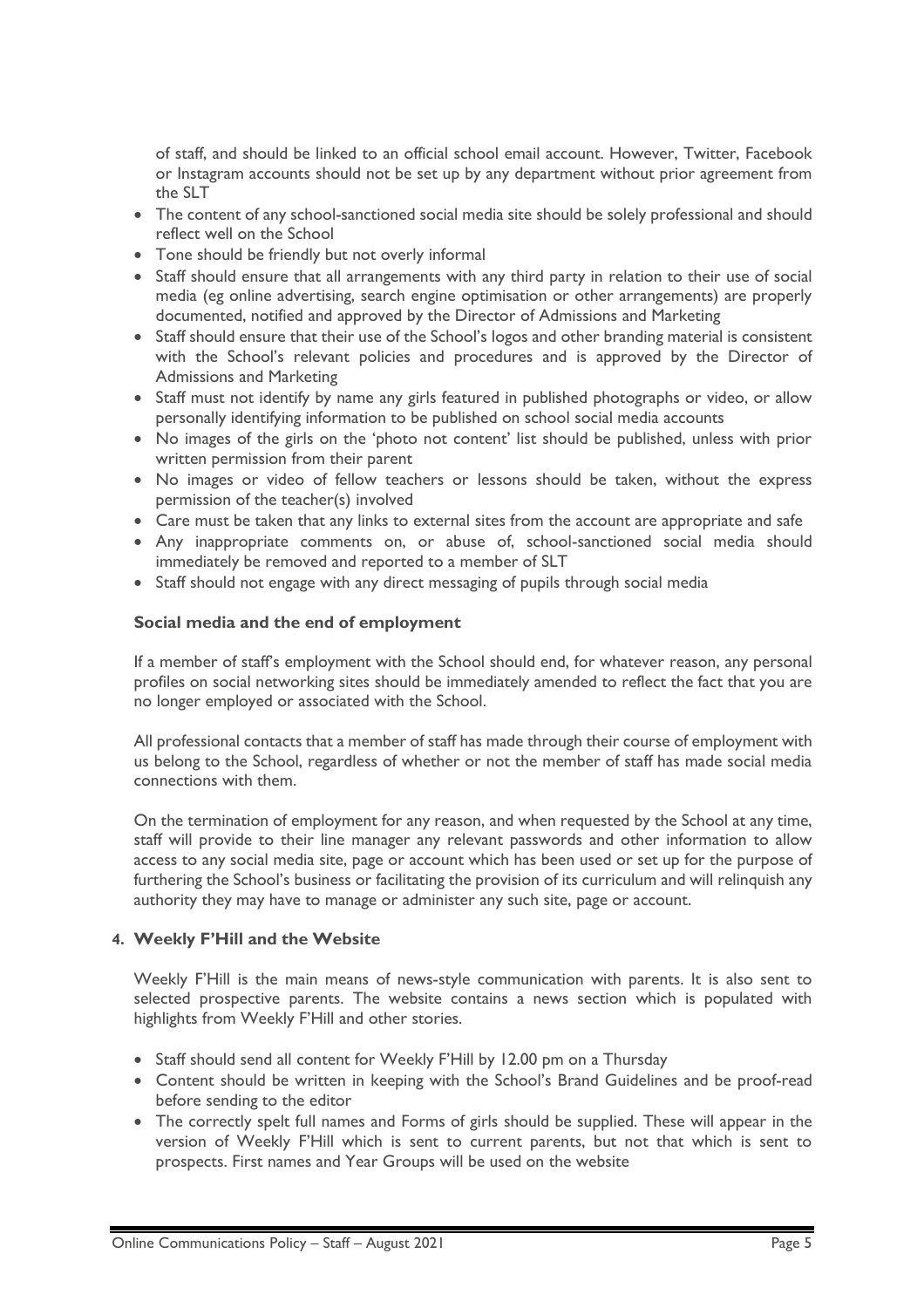of staff, and should be linked to an official school email account. However, Twitter, Facebook or Instagram accounts should not be set up by any department without prior agreement from the SLT

- The content of any school-sanctioned social media site should be solely professional and should reflect well on the School
- Tone should be friendly but not overly informal
- Staff should ensure that all arrangements with any third party in relation to their use of social media (eg online advertising, search engine optimisation or other arrangements) are properly documented, notified and approved by the Director of Admissions and Marketing
- Staff should ensure that their use of the School's logos and other branding material is consistent with the School's relevant policies and procedures and is approved by the Director of Admissions and Marketing
- Staff must not identify by name any girls featured in published photographs or video, or allow personally identifying information to be published on school social media accounts
- No images of the girls on the 'photo not content' list should be published, unless with prior written permission from their parent
- No images or video of fellow teachers or lessons should be taken, without the express permission of the teacher(s) involved
- Care must be taken that any links to external sites from the account are appropriate and safe
- Any inappropriate comments on, or abuse of, school-sanctioned social media should immediately be removed and reported to a member of SLT
- Staff should not engage with any direct messaging of pupils through social media

### Social media and the end of employment

If a member of staff's employment with the School should end, for whatever reason, any personal profiles on social networking sites should be immediately amended to reflect the fact that you are no longer employed or associated with the School.

All professional contacts that a member of staff has made through their course of employment with us belong to the School, regardless of whether or not the member of staff has made social media connections with them.

On the termination of employment for any reason, and when requested by the School at any time, staff will provide to their line manager any relevant passwords and other information to allow access to any social media site, page or account which has been used or set up for the purpose of furthering the School's business or facilitating the provision of its curriculum and will relinquish any authority they may have to manage or administer any such site, page or account.

## 4. Weekly F'Hill and the Website

Weekly F'Hill is the main means of news-style communication with parents. It is also sent to selected prospective parents. The website contains a news section which is populated with highlights from Weekly F'Hill and other stories.

- Staff should send all content for Weekly F'Hill by 12.00 pm on a Thursday
- Content should be written in keeping with the School's Brand Guidelines and be proof-read before sending to the editor
- The correctly spelt full names and Forms of girls should be supplied. These will appear in the version of Weekly F'Hill which is sent to current parents, but not that which is sent to prospects. First names and Year Groups will be used on the website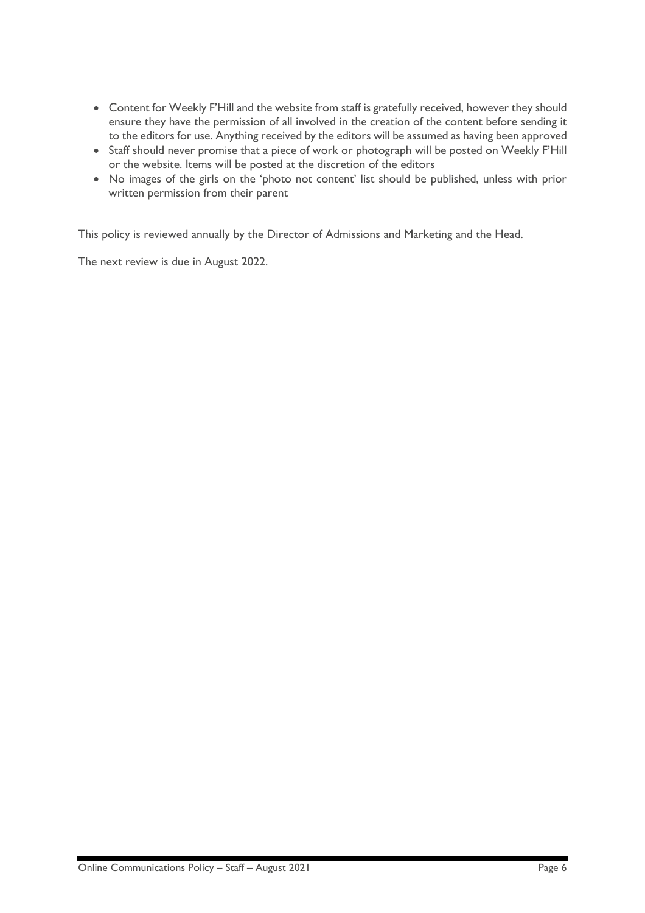- Content for Weekly F'Hill and the website from staff is gratefully received, however they should ensure they have the permission of all involved in the creation of the content before sending it to the editors for use. Anything received by the editors will be assumed as having been approved
- Staff should never promise that a piece of work or photograph will be posted on Weekly F'Hill or the website. Items will be posted at the discretion of the editors
- No images of the girls on the 'photo not content' list should be published, unless with prior written permission from their parent

This policy is reviewed annually by the Director of Admissions and Marketing and the Head.

The next review is due in August 2022.